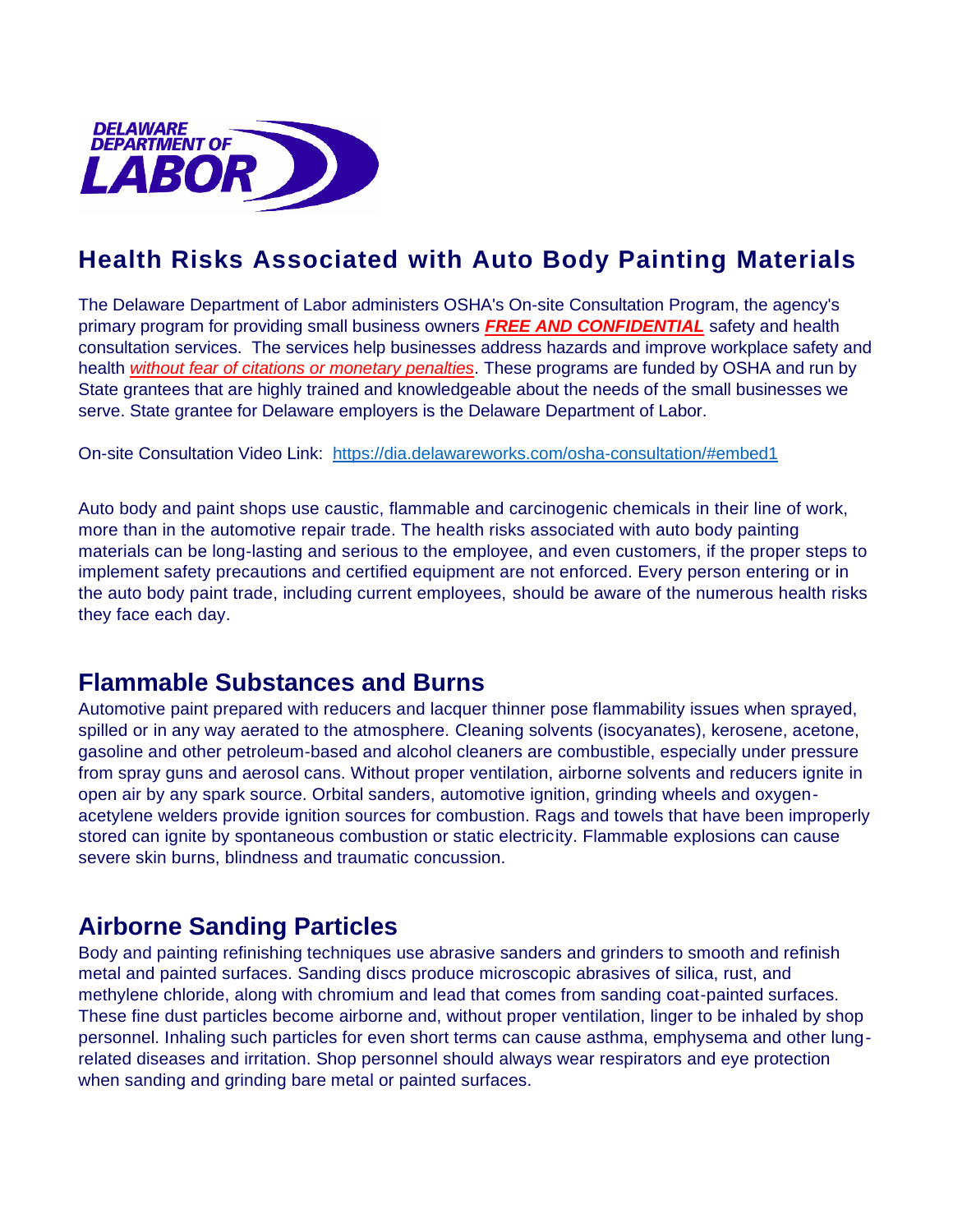DELAWARE DEPARTMENT OF LABOR

# Health Risks Associated with Auto Body Painting Materials

The Delaware Department of Labor administers OSHA's On-site Consultation Program, the agency's primary program for providing small business owners ***FREE AND CONFIDENTIAL*** safety and health consultation services. The services help businesses address hazards and improve workplace safety and health *without fear of citations or monetary penalties*. These programs are funded by OSHA and run by State grantees that are highly trained and knowledgeable about the needs of the small businesses we serve. State grantee for Delaware employers is the Delaware Department of Labor.

On-site Consultation Video Link: [https://dia.delawareworks.com/osha-consultation/#embed1](https://dia.delawareworks.com/osha-consultation/#embed1)

Auto body and paint shops use caustic, flammable and carcinogenic chemicals in their line of work, more than in the automotive repair trade. The health risks associated with auto body painting materials can be long-lasting and serious to the employee, and even customers, if the proper steps to implement safety precautions and certified equipment are not enforced. Every person entering or in the auto body paint trade, including current employees, should be aware of the numerous health risks they face each day.

## Flammable Substances and Burns

Automotive paint prepared with reducers and lacquer thinner pose flammability issues when sprayed, spilled or in any way aerated to the atmosphere. Cleaning solvents (isocyanates), kerosene, acetone, gasoline and other petroleum-based and alcohol cleaners are combustible, especially under pressure from spray guns and aerosol cans. Without proper ventilation, airborne solvents and reducers ignite in open air by any spark source. Orbital sanders, automotive ignition, grinding wheels and oxygen-acetylene welders provide ignition sources for combustion. Rags and towels that have been improperly stored can ignite by spontaneous combustion or static electricity. Flammable explosions can cause severe skin burns, blindness and traumatic concussion.

## Airborne Sanding Particles

Body and painting refinishing techniques use abrasive sanders and grinders to smooth and refinish metal and painted surfaces. Sanding discs produce microscopic abrasives of silica, rust, and methylene chloride, along with chromium and lead that comes from sanding coat-painted surfaces. These fine dust particles become airborne and, without proper ventilation, linger to be inhaled by shop personnel. Inhaling such particles for even short terms can cause asthma, emphysema and other lung-related diseases and irritation. Shop personnel should always wear respirators and eye protection when sanding and grinding bare metal or painted surfaces.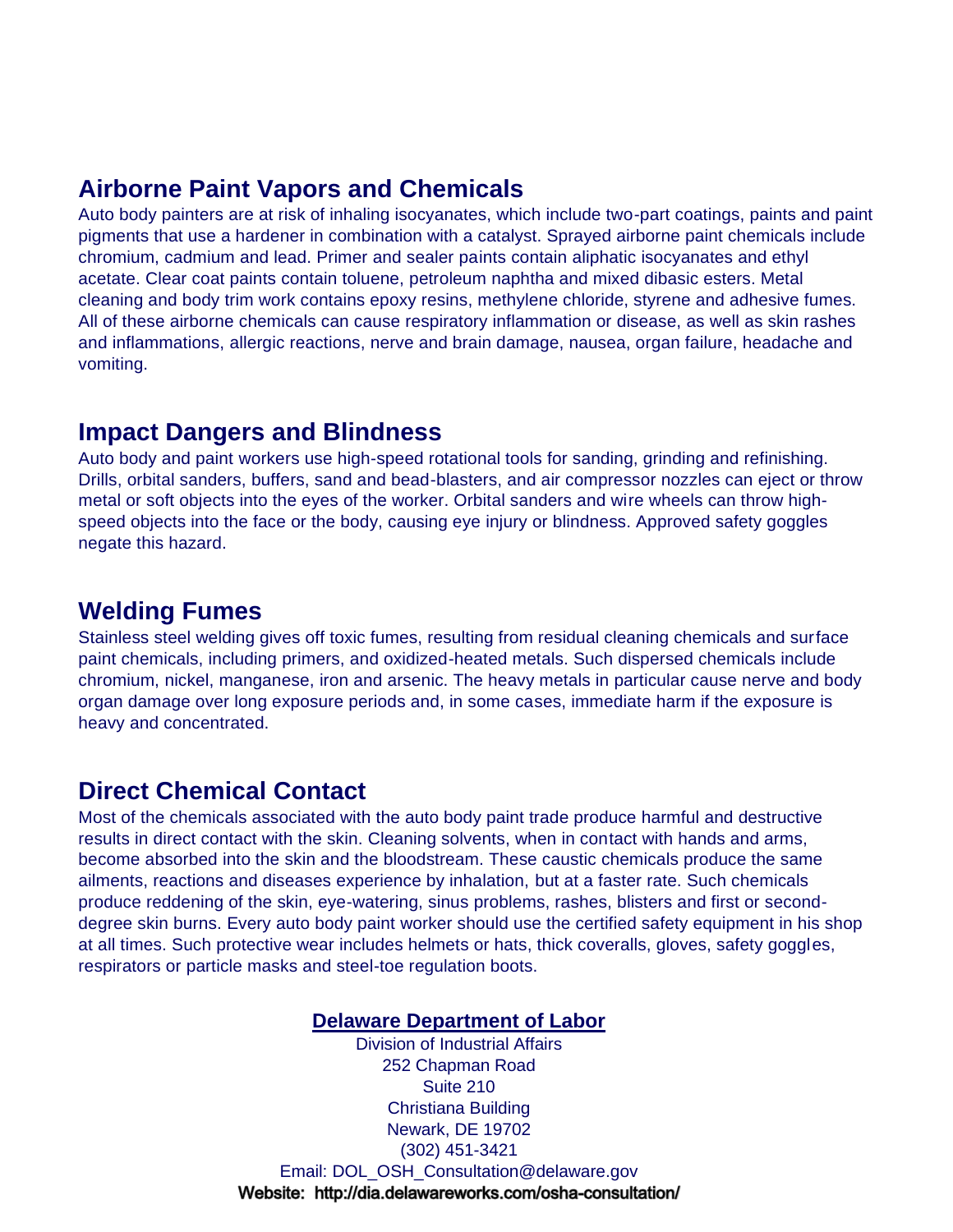## Airborne Paint Vapors and Chemicals

Auto body painters are at risk of inhaling isocyanates, which include two-part coatings, paints and paint pigments that use a hardener in combination with a catalyst. Sprayed airborne paint chemicals include chromium, cadmium and lead. Primer and sealer paints contain aliphatic isocyanates and ethyl acetate. Clear coat paints contain toluene, petroleum naphtha and mixed dibasic esters. Metal cleaning and body trim work contains epoxy resins, methylene chloride, styrene and adhesive fumes. All of these airborne chemicals can cause respiratory inflammation or disease, as well as skin rashes and inflammations, allergic reactions, nerve and brain damage, nausea, organ failure, headache and vomiting.

## Impact Dangers and Blindness

Auto body and paint workers use high-speed rotational tools for sanding, grinding and refinishing. Drills, orbital sanders, buffers, sand and bead-blasters, and air compressor nozzles can eject or throw metal or soft objects into the eyes of the worker. Orbital sanders and wire wheels can throw high-speed objects into the face or the body, causing eye injury or blindness. Approved safety goggles negate this hazard.

## Welding Fumes

Stainless steel welding gives off toxic fumes, resulting from residual cleaning chemicals and surface paint chemicals, including primers, and oxidized-heated metals. Such dispersed chemicals include chromium, nickel, manganese, iron and arsenic. The heavy metals in particular cause nerve and body organ damage over long exposure periods and, in some cases, immediate harm if the exposure is heavy and concentrated.

## Direct Chemical Contact

Most of the chemicals associated with the auto body paint trade produce harmful and destructive results in direct contact with the skin. Cleaning solvents, when in contact with hands and arms, become absorbed into the skin and the bloodstream. These caustic chemicals produce the same ailments, reactions and diseases experience by inhalation, but at a faster rate. Such chemicals produce reddening of the skin, eye-watering, sinus problems, rashes, blisters and first or second-degree skin burns. Every auto body paint worker should use the certified safety equipment in his shop at all times. Such protective wear includes helmets or hats, thick coveralls, gloves, safety goggles, respirators or particle masks and steel-toe regulation boots.

**Delaware Department of Labor**

Division of Industrial Affairs
252 Chapman Road
Suite 210
Christiana Building
Newark, DE 19702
(302) 451-3421
Email: DOL_OSH_Consultation@delaware.gov
**Website: http://dia.delawareworks.com/osha-consultation/**